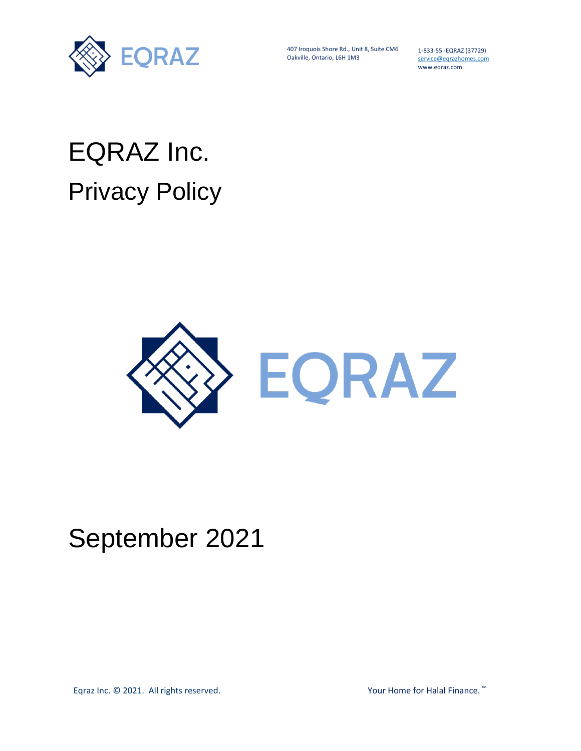407 Iroquois Shore Rd., Unit 8, Suite CM6
Oakville, Ontario, L6H 1M3

1-833-55 -EQRAZ (37729)
service@eqrazhomes.com
www.eqraz.com

# EQRAZ Inc.
# Privacy Policy

EQRAZ

## September 2021

Eqraz Inc. © 2021. All rights reserved.

Your Home for Halal Finance.™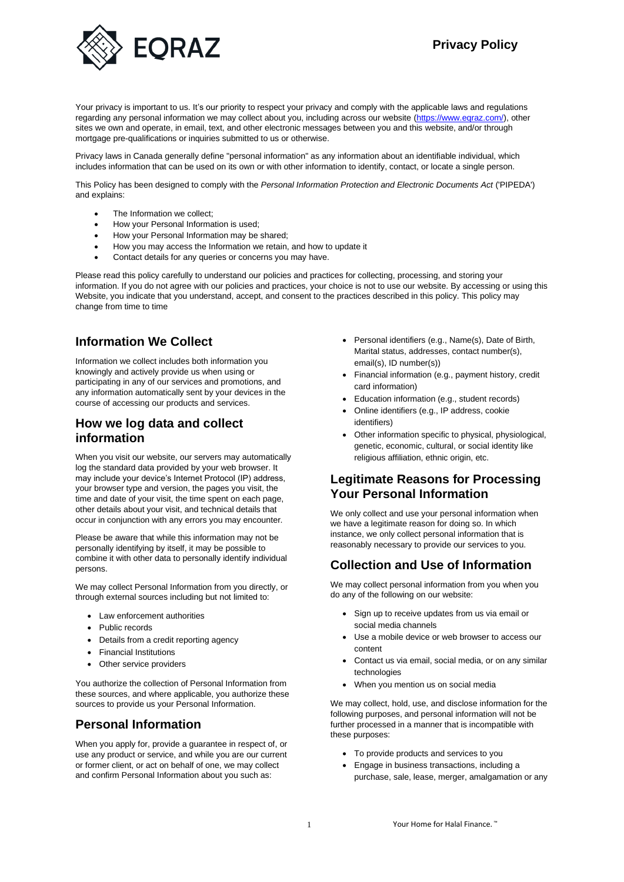Your privacy is important to us. It's our priority to respect your privacy and comply with the applicable laws and regulations regarding any personal information we may collect about you, including across our website (https://www.eqraz.com/), other sites we own and operate, in email, text, and other electronic messages between you and this website, and/or through mortgage pre-qualifications or inquiries submitted to us or otherwise.

Privacy laws in Canada generally define "personal information" as any information about an identifiable individual, which includes information that can be used on its own or with other information to identify, contact, or locate a single person.

This Policy has been designed to comply with the *Personal Information Protection and Electronic Documents Act* ('PIPEDA') and explains:

- The Information we collect;
- How your Personal Information is used;
- How your Personal Information may be shared;
- How you may access the Information we retain, and how to update it
- Contact details for any queries or concerns you may have.

Please read this policy carefully to understand our policies and practices for collecting, processing, and storing your information. If you do not agree with our policies and practices, your choice is not to use our website. By accessing or using this Website, you indicate that you understand, accept, and consent to the practices described in this policy. This policy may change from time to time

## Information We Collect

Information we collect includes both information you knowingly and actively provide us when using or participating in any of our services and promotions, and any information automatically sent by your devices in the course of accessing our products and services.

## How we log data and collect information

When you visit our website, our servers may automatically log the standard data provided by your web browser. It may include your device's Internet Protocol (IP) address, your browser type and version, the pages you visit, the time and date of your visit, the time spent on each page, other details about your visit, and technical details that occur in conjunction with any errors you may encounter.

Please be aware that while this information may not be personally identifying by itself, it may be possible to combine it with other data to personally identify individual persons.

We may collect Personal Information from you directly, or through external sources including but not limited to:

- Law enforcement authorities
- Public records
- Details from a credit reporting agency
- Financial Institutions
- Other service providers

You authorize the collection of Personal Information from these sources, and where applicable, you authorize these sources to provide us your Personal Information.

## Personal Information

When you apply for, provide a guarantee in respect of, or use any product or service, and while you are our current or former client, or act on behalf of one, we may collect and confirm Personal Information about you such as:

- Personal identifiers (e.g., Name(s), Date of Birth, Marital status, addresses, contact number(s), email(s), ID number(s))
- Financial information (e.g., payment history, credit card information)
- Education information (e.g., student records)
- Online identifiers (e.g., IP address, cookie identifiers)
- Other information specific to physical, physiological, genetic, economic, cultural, or social identity like religious affiliation, ethnic origin, etc.

## Legitimate Reasons for Processing Your Personal Information

We only collect and use your personal information when we have a legitimate reason for doing so. In which instance, we only collect personal information that is reasonably necessary to provide our services to you.

## Collection and Use of Information

We may collect personal information from you when you do any of the following on our website:

- Sign up to receive updates from us via email or social media channels
- Use a mobile device or web browser to access our content
- Contact us via email, social media, or on any similar technologies
- When you mention us on social media

We may collect, hold, use, and disclose information for the following purposes, and personal information will not be further processed in a manner that is incompatible with these purposes:

- To provide products and services to you
- Engage in business transactions, including a purchase, sale, lease, merger, amalgamation or any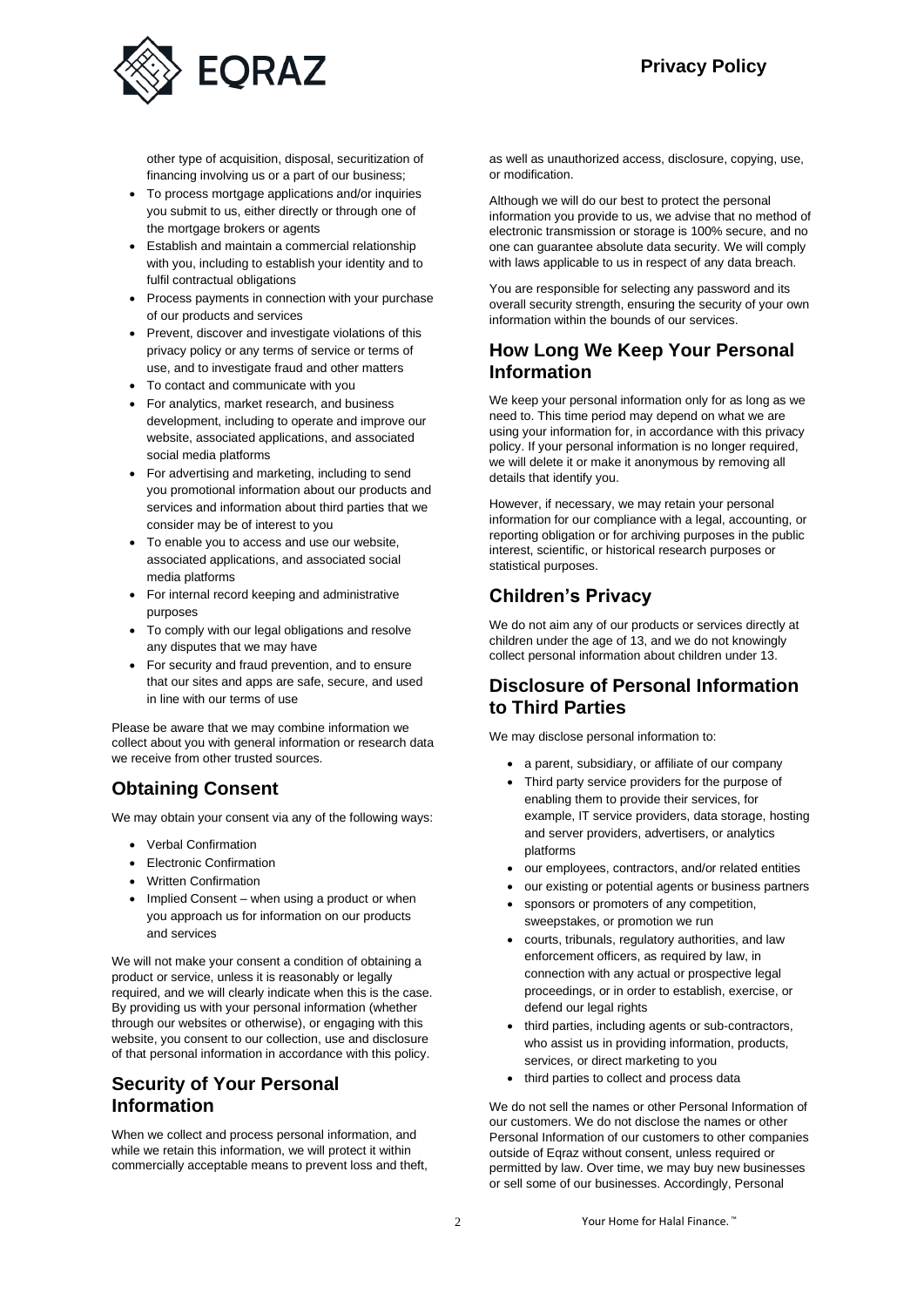other type of acquisition, disposal, securitization of financing involving us or a part of our business;

- To process mortgage applications and/or inquiries you submit to us, either directly or through one of the mortgage brokers or agents
- Establish and maintain a commercial relationship with you, including to establish your identity and to fulfil contractual obligations
- Process payments in connection with your purchase of our products and services
- Prevent, discover and investigate violations of this privacy policy or any terms of service or terms of use, and to investigate fraud and other matters
- To contact and communicate with you
- For analytics, market research, and business development, including to operate and improve our website, associated applications, and associated social media platforms
- For advertising and marketing, including to send you promotional information about our products and services and information about third parties that we consider may be of interest to you
- To enable you to access and use our website, associated applications, and associated social media platforms
- For internal record keeping and administrative purposes
- To comply with our legal obligations and resolve any disputes that we may have
- For security and fraud prevention, and to ensure that our sites and apps are safe, secure, and used in line with our terms of use

Please be aware that we may combine information we collect about you with general information or research data we receive from other trusted sources.

## Obtaining Consent

We may obtain your consent via any of the following ways:

- Verbal Confirmation
- Electronic Confirmation
- Written Confirmation
- Implied Consent – when using a product or when you approach us for information on our products and services

We will not make your consent a condition of obtaining a product or service, unless it is reasonably or legally required, and we will clearly indicate when this is the case. By providing us with your personal information (whether through our websites or otherwise), or engaging with this website, you consent to our collection, use and disclosure of that personal information in accordance with this policy.

## Security of Your Personal Information

When we collect and process personal information, and while we retain this information, we will protect it within commercially acceptable means to prevent loss and theft, as well as unauthorized access, disclosure, copying, use, or modification.

Although we will do our best to protect the personal information you provide to us, we advise that no method of electronic transmission or storage is 100% secure, and no one can guarantee absolute data security. We will comply with laws applicable to us in respect of any data breach.

You are responsible for selecting any password and its overall security strength, ensuring the security of your own information within the bounds of our services.

## How Long We Keep Your Personal Information

We keep your personal information only for as long as we need to. This time period may depend on what we are using your information for, in accordance with this privacy policy. If your personal information is no longer required, we will delete it or make it anonymous by removing all details that identify you.

However, if necessary, we may retain your personal information for our compliance with a legal, accounting, or reporting obligation or for archiving purposes in the public interest, scientific, or historical research purposes or statistical purposes.

## Children's Privacy

We do not aim any of our products or services directly at children under the age of 13, and we do not knowingly collect personal information about children under 13.

## Disclosure of Personal Information to Third Parties

We may disclose personal information to:

- a parent, subsidiary, or affiliate of our company
- Third party service providers for the purpose of enabling them to provide their services, for example, IT service providers, data storage, hosting and server providers, advertisers, or analytics platforms
- our employees, contractors, and/or related entities
- our existing or potential agents or business partners
- sponsors or promoters of any competition, sweepstakes, or promotion we run
- courts, tribunals, regulatory authorities, and law enforcement officers, as required by law, in connection with any actual or prospective legal proceedings, or in order to establish, exercise, or defend our legal rights
- third parties, including agents or sub-contractors, who assist us in providing information, products, services, or direct marketing to you
- third parties to collect and process data

We do not sell the names or other Personal Information of our customers. We do not disclose the names or other Personal Information of our customers to other companies outside of Eqraz without consent, unless required or permitted by law. Over time, we may buy new businesses or sell some of our businesses. Accordingly, Personal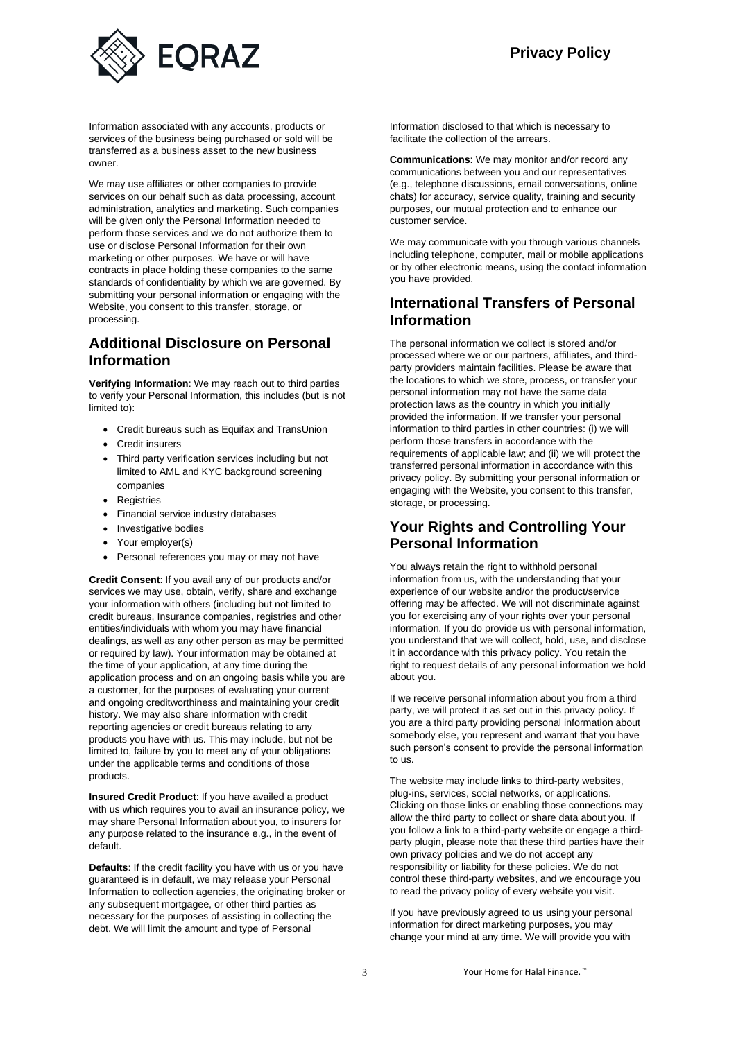Information associated with any accounts, products or services of the business being purchased or sold will be transferred as a business asset to the new business owner.

We may use affiliates or other companies to provide services on our behalf such as data processing, account administration, analytics and marketing. Such companies will be given only the Personal Information needed to perform those services and we do not authorize them to use or disclose Personal Information for their own marketing or other purposes. We have or will have contracts in place holding these companies to the same standards of confidentiality by which we are governed. By submitting your personal information or engaging with the Website, you consent to this transfer, storage, or processing.

## Additional Disclosure on Personal Information

**Verifying Information**: We may reach out to third parties to verify your Personal Information, this includes (but is not limited to):

- Credit bureaus such as Equifax and TransUnion
- Credit insurers
- Third party verification services including but not limited to AML and KYC background screening companies
- Registries
- Financial service industry databases
- Investigative bodies
- Your employer(s)
- Personal references you may or may not have

**Credit Consent**: If you avail any of our products and/or services we may use, obtain, verify, share and exchange your information with others (including but not limited to credit bureaus, Insurance companies, registries and other entities/individuals with whom you may have financial dealings, as well as any other person as may be permitted or required by law). Your information may be obtained at the time of your application, at any time during the application process and on an ongoing basis while you are a customer, for the purposes of evaluating your current and ongoing creditworthiness and maintaining your credit history. We may also share information with credit reporting agencies or credit bureaus relating to any products you have with us. This may include, but not be limited to, failure by you to meet any of your obligations under the applicable terms and conditions of those products.

**Insured Credit Product**: If you have availed a product with us which requires you to avail an insurance policy, we may share Personal Information about you, to insurers for any purpose related to the insurance e.g., in the event of default.

**Defaults**: If the credit facility you have with us or you have guaranteed is in default, we may release your Personal Information to collection agencies, the originating broker or any subsequent mortgagee, or other third parties as necessary for the purposes of assisting in collecting the debt. We will limit the amount and type of Personal Information disclosed to that which is necessary to facilitate the collection of the arrears.

**Communications**: We may monitor and/or record any communications between you and our representatives (e.g., telephone discussions, email conversations, online chats) for accuracy, service quality, training and security purposes, our mutual protection and to enhance our customer service.

We may communicate with you through various channels including telephone, computer, mail or mobile applications or by other electronic means, using the contact information you have provided.

## International Transfers of Personal Information

The personal information we collect is stored and/or processed where we or our partners, affiliates, and third-party providers maintain facilities. Please be aware that the locations to which we store, process, or transfer your personal information may not have the same data protection laws as the country in which you initially provided the information. If we transfer your personal information to third parties in other countries: (i) we will perform those transfers in accordance with the requirements of applicable law; and (ii) we will protect the transferred personal information in accordance with this privacy policy. By submitting your personal information or engaging with the Website, you consent to this transfer, storage, or processing.

## Your Rights and Controlling Your Personal Information

You always retain the right to withhold personal information from us, with the understanding that your experience of our website and/or the product/service offering may be affected. We will not discriminate against you for exercising any of your rights over your personal information. If you do provide us with personal information, you understand that we will collect, hold, use, and disclose it in accordance with this privacy policy. You retain the right to request details of any personal information we hold about you.

If we receive personal information about you from a third party, we will protect it as set out in this privacy policy. If you are a third party providing personal information about somebody else, you represent and warrant that you have such person's consent to provide the personal information to us.

The website may include links to third-party websites, plug-ins, services, social networks, or applications. Clicking on those links or enabling those connections may allow the third party to collect or share data about you. If you follow a link to a third-party website or engage a third-party plugin, please note that these third parties have their own privacy policies and we do not accept any responsibility or liability for these policies. We do not control these third-party websites, and we encourage you to read the privacy policy of every website you visit.

If you have previously agreed to us using your personal information for direct marketing purposes, you may change your mind at any time. We will provide you with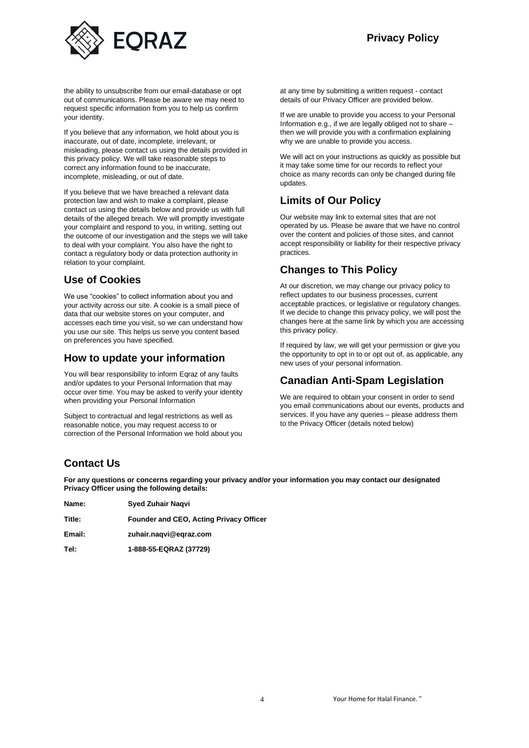the ability to unsubscribe from our email-database or opt out of communications. Please be aware we may need to request specific information from you to help us confirm your identity.

If you believe that any information, we hold about you is inaccurate, out of date, incomplete, irrelevant, or misleading, please contact us using the details provided in this privacy policy. We will take reasonable steps to correct any information found to be inaccurate, incomplete, misleading, or out of date.

If you believe that we have breached a relevant data protection law and wish to make a complaint, please contact us using the details below and provide us with full details of the alleged breach. We will promptly investigate your complaint and respond to you, in writing, setting out the outcome of our investigation and the steps we will take to deal with your complaint. You also have the right to contact a regulatory body or data protection authority in relation to your complaint.

## Use of Cookies

We use "cookies" to collect information about you and your activity across our site. A cookie is a small piece of data that our website stores on your computer, and accesses each time you visit, so we can understand how you use our site. This helps us serve you content based on preferences you have specified.

## How to update your information

You will bear responsibility to inform Eqraz of any faults and/or updates to your Personal Information that may occur over time. You may be asked to verify your identity when providing your Personal Information

Subject to contractual and legal restrictions as well as reasonable notice, you may request access to or correction of the Personal Information we hold about you at any time by submitting a written request - contact details of our Privacy Officer are provided below.

If we are unable to provide you access to your Personal Information e.g., if we are legally obliged not to share – then we will provide you with a confirmation explaining why we are unable to provide you access.

We will act on your instructions as quickly as possible but it may take some time for our records to reflect your choice as many records can only be changed during file updates.

## Limits of Our Policy

Our website may link to external sites that are not operated by us. Please be aware that we have no control over the content and policies of those sites, and cannot accept responsibility or liability for their respective privacy practices.

## Changes to This Policy

At our discretion, we may change our privacy policy to reflect updates to our business processes, current acceptable practices, or legislative or regulatory changes. If we decide to change this privacy policy, we will post the changes here at the same link by which you are accessing this privacy policy.

If required by law, we will get your permission or give you the opportunity to opt in to or opt out of, as applicable, any new uses of your personal information.

## Canadian Anti-Spam Legislation

We are required to obtain your consent in order to send you email communications about our events, products and services. If you have any queries – please address them to the Privacy Officer (details noted below)

## Contact Us

**For any questions or concerns regarding your privacy and/or your information you may contact our designated Privacy Officer using the following details:**

| | |
|---|---|
| **Name:** | **Syed Zuhair Naqvi** |
| **Title:** | **Founder and CEO, Acting Privacy Officer** |
| **Email:** | **zuhair.naqvi@eqraz.com** |
| **Tel:** | **1-888-55-EQRAZ (37729)** |